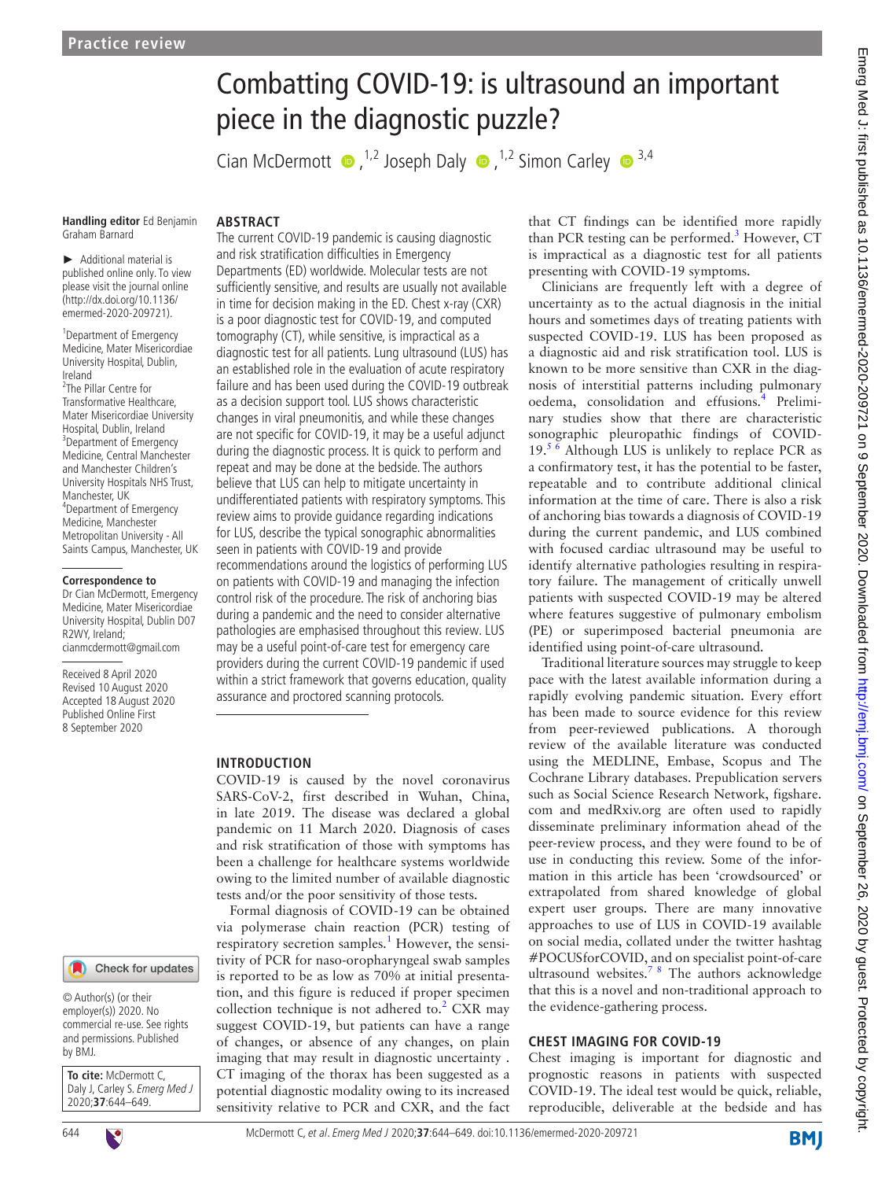Practice review

# Combatting COVID-19: is ultrasound an important piece in the diagnostic puzzle?

Cian McDermott [1,2] Joseph Daly [1,2] Simon Carley [3,4]

**Handling editor** Ed Benjamin Graham Barnard

► Additional material is published online only. To view please visit the journal online (http://dx.doi.org/10.1136/emermed-2020-209721).

[1] Department of Emergency Medicine, Mater Misericordiae University Hospital, Dublin, Ireland
[2] The Pillar Centre for Transformative Healthcare, Mater Misericordiae University Hospital, Dublin, Ireland
[3] Department of Emergency Medicine, Central Manchester and Manchester Children's University Hospitals NHS Trust, Manchester, UK
[4] Department of Emergency Medicine, Manchester Metropolitan University - All Saints Campus, Manchester, UK

**Correspondence to**
Dr Cian McDermott, Emergency Medicine, Mater Misericordiae University Hospital, Dublin D07 R2WY, Ireland; cianmcdermott@gmail.com

Received 8 April 2020
Revised 10 August 2020
Accepted 18 August 2020
Published Online First 8 September 2020

© Author(s) (or their employer(s)) 2020. No commercial re-use. See rights and permissions. Published by BMJ.

**To cite:** McDermott C, Daly J, Carley S. *Emerg Med J* 2020;**37**:644–649.

## ABSTRACT

The current COVID-19 pandemic is causing diagnostic and risk stratification difficulties in Emergency Departments (ED) worldwide. Molecular tests are not sufficiently sensitive, and results are usually not available in time for decision making in the ED. Chest x-ray (CXR) is a poor diagnostic test for COVID-19, and computed tomography (CT), while sensitive, is impractical as a diagnostic test for all patients. Lung ultrasound (LUS) has an established role in the evaluation of acute respiratory failure and has been used during the COVID-19 outbreak as a decision support tool. LUS shows characteristic changes in viral pneumonitis, and while these changes are not specific for COVID-19, it may be a useful adjunct during the diagnostic process. It is quick to perform and repeat and may be done at the bedside. The authors believe that LUS can help to mitigate uncertainty in undifferentiated patients with respiratory symptoms. This review aims to provide guidance regarding indications for LUS, describe the typical sonographic abnormalities seen in patients with COVID-19 and provide recommendations around the logistics of performing LUS on patients with COVID-19 and managing the infection control risk of the procedure. The risk of anchoring bias during a pandemic and the need to consider alternative pathologies are emphasised throughout this review. LUS may be a useful point-of-care test for emergency care providers during the current COVID-19 pandemic if used within a strict framework that governs education, quality assurance and proctored scanning protocols.

## INTRODUCTION

COVID-19 is caused by the novel coronavirus SARS-CoV-2, first described in Wuhan, China, in late 2019. The disease was declared a global pandemic on 11 March 2020. Diagnosis of cases and risk stratification of those with symptoms has been a challenge for healthcare systems worldwide owing to the limited number of available diagnostic tests and/or the poor sensitivity of those tests.

Formal diagnosis of COVID-19 can be obtained via polymerase chain reaction (PCR) testing of respiratory secretion samples.[1] However, the sensitivity of PCR for naso-oropharyngeal swab samples is reported to be as low as 70% at initial presentation, and this figure is reduced if proper specimen collection technique is not adhered to.[2] CXR may suggest COVID-19, but patients can have a range of changes, or absence of any changes, on plain imaging that may result in diagnostic uncertainty . CT imaging of the thorax has been suggested as a potential diagnostic modality owing to its increased sensitivity relative to PCR and CXR, and the fact that CT findings can be identified more rapidly than PCR testing can be performed.[3] However, CT is impractical as a diagnostic test for all patients presenting with COVID-19 symptoms.

Clinicians are frequently left with a degree of uncertainty as to the actual diagnosis in the initial hours and sometimes days of treating patients with suspected COVID-19. LUS has been proposed as a diagnostic aid and risk stratification tool. LUS is known to be more sensitive than CXR in the diagnosis of interstitial patterns including pulmonary oedema, consolidation and effusions.[4] Preliminary studies show that there are characteristic sonographic pleuropathic findings of COVID-19.[5 6] Although LUS is unlikely to replace PCR as a confirmatory test, it has the potential to be faster, repeatable and to contribute additional clinical information at the time of care. There is also a risk of anchoring bias towards a diagnosis of COVID-19 during the current pandemic, and LUS combined with focused cardiac ultrasound may be useful to identify alternative pathologies resulting in respiratory failure. The management of critically unwell patients with suspected COVID-19 may be altered where features suggestive of pulmonary embolism (PE) or superimposed bacterial pneumonia are identified using point-of-care ultrasound.

Traditional literature sources may struggle to keep pace with the latest available information during a rapidly evolving pandemic situation. Every effort has been made to source evidence for this review from peer-reviewed publications. A thorough review of the available literature was conducted using the MEDLINE, Embase, Scopus and The Cochrane Library databases. Prepublication servers such as Social Science Research Network, figshare.com and medRxiv.org are often used to rapidly disseminate preliminary information ahead of the peer-review process, and they were found to be of use in conducting this review. Some of the information in this article has been 'crowdsourced' or extrapolated from shared knowledge of global expert user groups. There are many innovative approaches to use of LUS in COVID-19 available on social media, collated under the twitter hashtag #POCUSforCOVID, and on specialist point-of-care ultrasound websites.[7 8] The authors acknowledge that this is a novel and non-traditional approach to the evidence-gathering process.

## CHEST IMAGING FOR COVID-19

Chest imaging is important for diagnostic and prognostic reasons in patients with suspected COVID-19. The ideal test would be quick, reliable, reproducible, deliverable at the bedside and has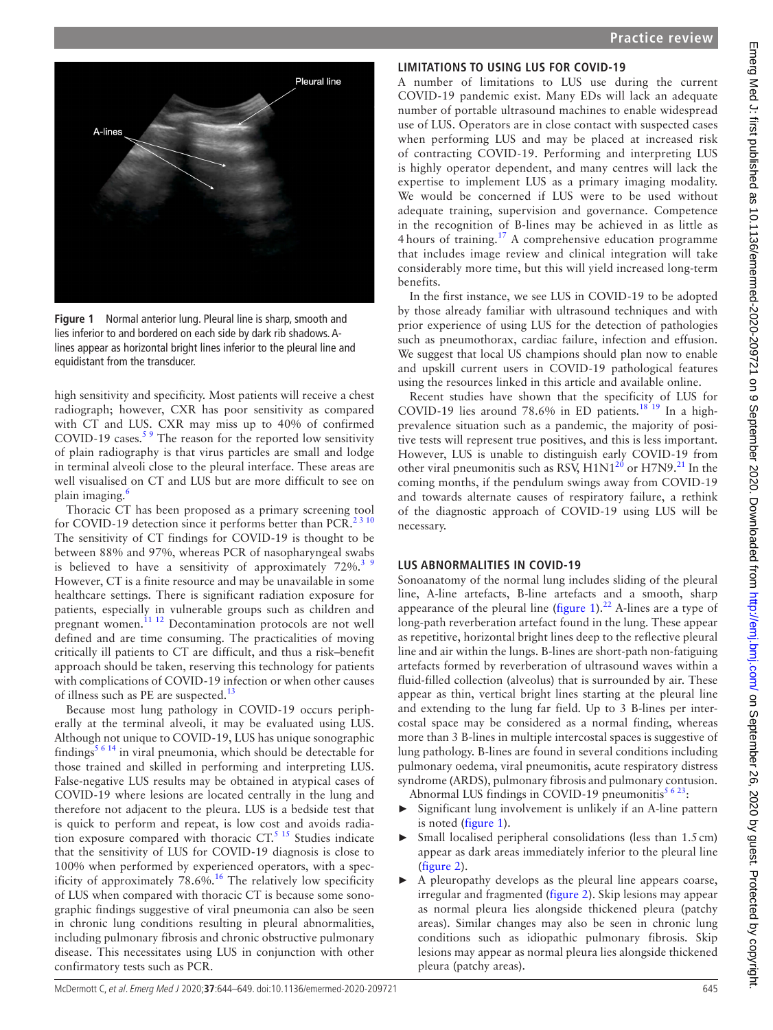Figure 1 Normal anterior lung. Pleural line is sharp, smooth and lies inferior to and bordered on each side by dark rib shadows. A-lines appear as horizontal bright lines inferior to the pleural line and equidistant from the transducer.

high sensitivity and specificity. Most patients will receive a chest radiograph; however, CXR has poor sensitivity as compared with CT and LUS. CXR may miss up to 40% of confirmed COVID-19 cases.[5 9] The reason for the reported low sensitivity of plain radiography is that virus particles are small and lodge in terminal alveoli close to the pleural interface. These areas are well visualised on CT and LUS but are more difficult to see on plain imaging.[6]

Thoracic CT has been proposed as a primary screening tool for COVID-19 detection since it performs better than PCR.[2 3 10] The sensitivity of CT findings for COVID-19 is thought to be between 88% and 97%, whereas PCR of nasopharyngeal swabs is believed to have a sensitivity of approximately 72%.[3 9] However, CT is a finite resource and may be unavailable in some healthcare settings. There is significant radiation exposure for patients, especially in vulnerable groups such as children and pregnant women.[11 12] Decontamination protocols are not well defined and are time consuming. The practicalities of moving critically ill patients to CT are difficult, and thus a risk–benefit approach should be taken, reserving this technology for patients with complications of COVID-19 infection or when other causes of illness such as PE are suspected.[13]

Because most lung pathology in COVID-19 occurs peripherally at the terminal alveoli, it may be evaluated using LUS. Although not unique to COVID-19, LUS has unique sonographic findings[5 6 14] in viral pneumonia, which should be detectable for those trained and skilled in performing and interpreting LUS. False-negative LUS results may be obtained in atypical cases of COVID-19 where lesions are located centrally in the lung and therefore not adjacent to the pleura. LUS is a bedside test that is quick to perform and repeat, is low cost and avoids radiation exposure compared with thoracic CT.[5 15] Studies indicate that the sensitivity of LUS for COVID-19 diagnosis is close to 100% when performed by experienced operators, with a specificity of approximately 78.6%.[16] The relatively low specificity of LUS when compared with thoracic CT is because some sonographic findings suggestive of viral pneumonia can also be seen in chronic lung conditions resulting in pleural abnormalities, including pulmonary fibrosis and chronic obstructive pulmonary disease. This necessitates using LUS in conjunction with other confirmatory tests such as PCR.

## LIMITATIONS TO USING LUS FOR COVID-19

A number of limitations to LUS use during the current COVID-19 pandemic exist. Many EDs will lack an adequate number of portable ultrasound machines to enable widespread use of LUS. Operators are in close contact with suspected cases when performing LUS and may be placed at increased risk of contracting COVID-19. Performing and interpreting LUS is highly operator dependent, and many centres will lack the expertise to implement LUS as a primary imaging modality. We would be concerned if LUS were to be used without adequate training, supervision and governance. Competence in the recognition of B-lines may be achieved in as little as 4 hours of training.[17] A comprehensive education programme that includes image review and clinical integration will take considerably more time, but this will yield increased long-term benefits.

In the first instance, we see LUS in COVID-19 to be adopted by those already familiar with ultrasound techniques and with prior experience of using LUS for the detection of pathologies such as pneumothorax, cardiac failure, infection and effusion. We suggest that local US champions should plan now to enable and upskill current users in COVID-19 pathological features using the resources linked in this article and available online.

Recent studies have shown that the specificity of LUS for COVID-19 lies around 78.6% in ED patients.[18 19] In a high-prevalence situation such as a pandemic, the majority of positive tests will represent true positives, and this is less important. However, LUS is unable to distinguish early COVID-19 from other viral pneumonitis such as RSV, H1N1[20] or H7N9.[21] In the coming months, if the pendulum swings away from COVID-19 and towards alternate causes of respiratory failure, a rethink of the diagnostic approach of COVID-19 using LUS will be necessary.

## LUS ABNORMALITIES IN COVID-19

Sonoanatomy of the normal lung includes sliding of the pleural line, A-line artefacts, B-line artefacts and a smooth, sharp appearance of the pleural line (figure 1).[22] A-lines are a type of long-path reverberation artefact found in the lung. These appear as repetitive, horizontal bright lines deep to the reflective pleural line and air within the lungs. B-lines are short-path non-fatiguing artefacts formed by reverberation of ultrasound waves within a fluid-filled collection (alveolus) that is surrounded by air. These appear as thin, vertical bright lines starting at the pleural line and extending to the lung far field. Up to 3 B-lines per intercostal space may be considered as a normal finding, whereas more than 3 B-lines in multiple intercostal spaces is suggestive of lung pathology. B-lines are found in several conditions including pulmonary oedema, viral pneumonitis, acute respiratory distress syndrome (ARDS), pulmonary fibrosis and pulmonary contusion.

Abnormal LUS findings in COVID-19 pneumonitis[5 6 23]:

- Significant lung involvement is unlikely if an A-line pattern is noted (figure 1).
- Small localised peripheral consolidations (less than 1.5 cm) appear as dark areas immediately inferior to the pleural line (figure 2).
- A pleuropathy develops as the pleural line appears coarse, irregular and fragmented (figure 2). Skip lesions may appear as normal pleura lies alongside thickened pleura (patchy areas). Similar changes may also be seen in chronic lung conditions such as idiopathic pulmonary fibrosis. Skip lesions may appear as normal pleura lies alongside thickened pleura (patchy areas).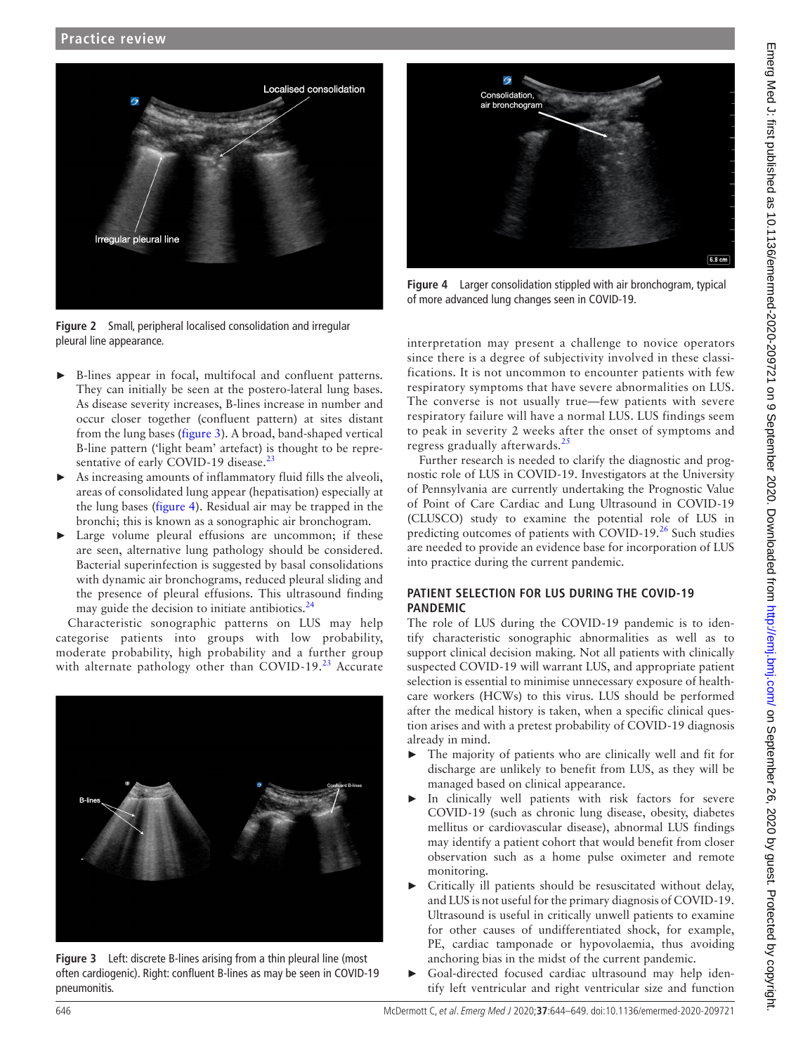Figure 2 Small, peripheral localised consolidation and irregular pleural line appearance.

- B-lines appear in focal, multifocal and confluent patterns. They can initially be seen at the postero-lateral lung bases. As disease severity increases, B-lines increase in number and occur closer together (confluent pattern) at sites distant from the lung bases (figure 3). A broad, band-shaped vertical B-line pattern ('light beam' artefact) is thought to be representative of early COVID-19 disease.[23]
- As increasing amounts of inflammatory fluid fills the alveoli, areas of consolidated lung appear (hepatisation) especially at the lung bases (figure 4). Residual air may be trapped in the bronchi; this is known as a sonographic air bronchogram.
- Large volume pleural effusions are uncommon; if these are seen, alternative lung pathology should be considered. Bacterial superinfection is suggested by basal consolidations with dynamic air bronchograms, reduced pleural sliding and the presence of pleural effusions. This ultrasound finding may guide the decision to initiate antibiotics.[24]

Characteristic sonographic patterns on LUS may help categorise patients into groups with low probability, moderate probability, high probability and a further group with alternate pathology other than COVID-19.[23] Accurate interpretation may present a challenge to novice operators since there is a degree of subjectivity involved in these classifications. It is not uncommon to encounter patients with few respiratory symptoms that have severe abnormalities on LUS. The converse is not usually true—few patients with severe respiratory failure will have a normal LUS. LUS findings seem to peak in severity 2 weeks after the onset of symptoms and regress gradually afterwards.[25]

Figure 3 Left: discrete B-lines arising from a thin pleural line (most often cardiogenic). Right: confluent B-lines as may be seen in COVID-19 pneumonitis.

Figure 4 Larger consolidation stippled with air bronchogram, typical of more advanced lung changes seen in COVID-19.

Further research is needed to clarify the diagnostic and prognostic role of LUS in COVID-19. Investigators at the University of Pennsylvania are currently undertaking the Prognostic Value of Point of Care Cardiac and Lung Ultrasound in COVID-19 (CLUSCO) study to examine the potential role of LUS in predicting outcomes of patients with COVID-19.[26] Such studies are needed to provide an evidence base for incorporation of LUS into practice during the current pandemic.

## PATIENT SELECTION FOR LUS DURING THE COVID-19 PANDEMIC

The role of LUS during the COVID-19 pandemic is to identify characteristic sonographic abnormalities as well as to support clinical decision making. Not all patients with clinically suspected COVID-19 will warrant LUS, and appropriate patient selection is essential to minimise unnecessary exposure of healthcare workers (HCWs) to this virus. LUS should be performed after the medical history is taken, when a specific clinical question arises and with a pretest probability of COVID-19 diagnosis already in mind.

- The majority of patients who are clinically well and fit for discharge are unlikely to benefit from LUS, as they will be managed based on clinical appearance.
- In clinically well patients with risk factors for severe COVID-19 (such as chronic lung disease, obesity, diabetes mellitus or cardiovascular disease), abnormal LUS findings may identify a patient cohort that would benefit from closer observation such as a home pulse oximeter and remote monitoring.
- Critically ill patients should be resuscitated without delay, and LUS is not useful for the primary diagnosis of COVID-19. Ultrasound is useful in critically unwell patients to examine for other causes of undifferentiated shock, for example, PE, cardiac tamponade or hypovolaemia, thus avoiding anchoring bias in the midst of the current pandemic.
- Goal-directed focused cardiac ultrasound may help identify left ventricular and right ventricular size and function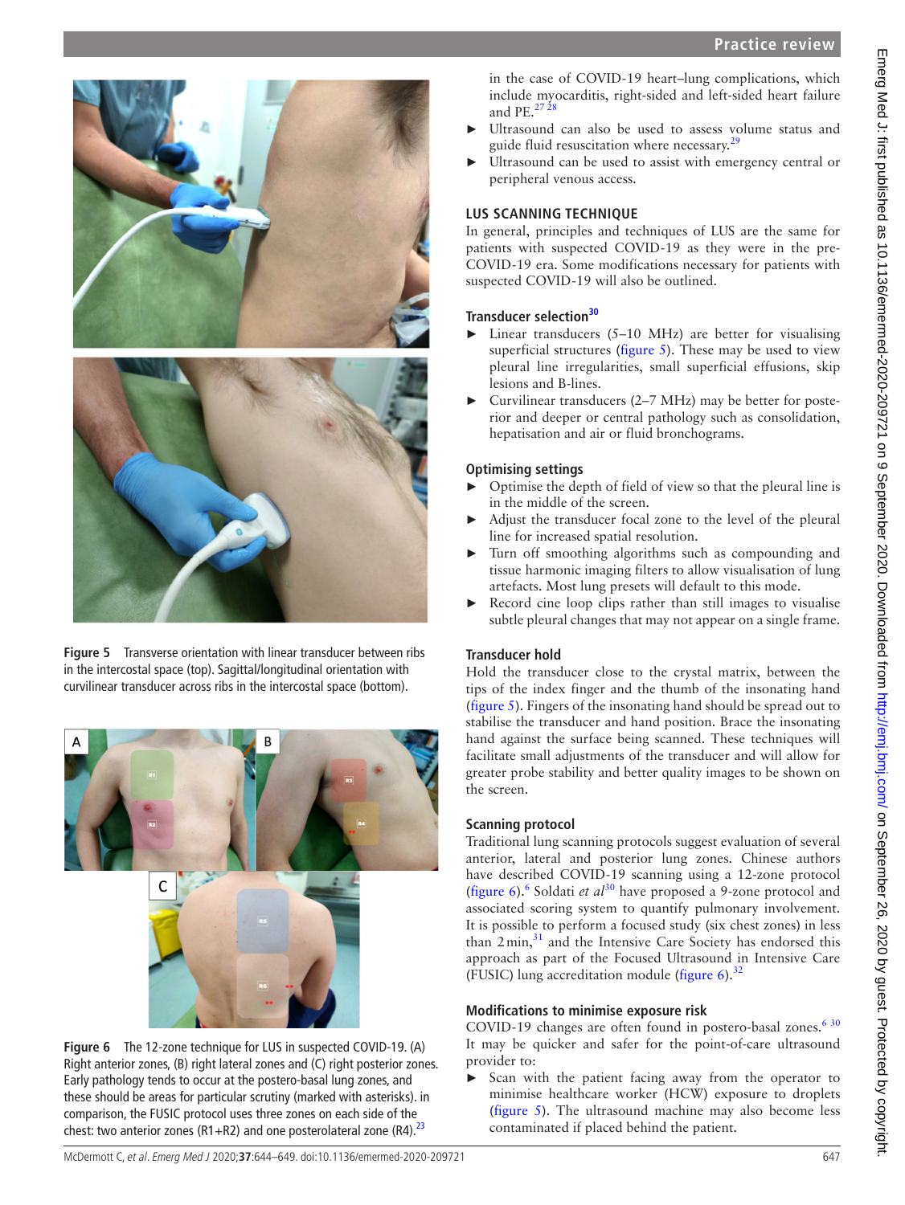in the case of COVID-19 heart–lung complications, which include myocarditis, right-sided and left-sided heart failure and PE.[27 28]

- Ultrasound can also be used to assess volume status and guide fluid resuscitation where necessary.[29]
- Ultrasound can be used to assist with emergency central or peripheral venous access.

## LUS SCANNING TECHNIQUE

In general, principles and techniques of LUS are the same for patients with suspected COVID-19 as they were in the pre-COVID-19 era. Some modifications necessary for patients with suspected COVID-19 will also be outlined.

### Transducer selection[30]

- Linear transducers (5–10 MHz) are better for visualising superficial structures (figure 5). These may be used to view pleural line irregularities, small superficial effusions, skip lesions and B-lines.
- Curvilinear transducers (2–7 MHz) may be better for posterior and deeper or central pathology such as consolidation, hepatisation and air or fluid bronchograms.

### Optimising settings

- Optimise the depth of field of view so that the pleural line is in the middle of the screen.
- Adjust the transducer focal zone to the level of the pleural line for increased spatial resolution.
- Turn off smoothing algorithms such as compounding and tissue harmonic imaging filters to allow visualisation of lung artefacts. Most lung presets will default to this mode.
- Record cine loop clips rather than still images to visualise subtle pleural changes that may not appear on a single frame.

### Transducer hold

Hold the transducer close to the crystal matrix, between the tips of the index finger and the thumb of the insonating hand (figure 5). Fingers of the insonating hand should be spread out to stabilise the transducer and hand position. Brace the insonating hand against the surface being scanned. These techniques will facilitate small adjustments of the transducer and will allow for greater probe stability and better quality images to be shown on the screen.

### Scanning protocol

Traditional lung scanning protocols suggest evaluation of several anterior, lateral and posterior lung zones. Chinese authors have described COVID-19 scanning using a 12-zone protocol (figure 6).[6] Soldati *et al*[30] have proposed a 9-zone protocol and associated scoring system to quantify pulmonary involvement. It is possible to perform a focused study (six chest zones) in less than 2 min,[31] and the Intensive Care Society has endorsed this approach as part of the Focused Ultrasound in Intensive Care (FUSIC) lung accreditation module (figure 6).[32]

### Modifications to minimise exposure risk

COVID-19 changes are often found in postero-basal zones.[6 30] It may be quicker and safer for the point-of-care ultrasound provider to:

- Scan with the patient facing away from the operator to minimise healthcare worker (HCW) exposure to droplets (figure 5). The ultrasound machine may also become less contaminated if placed behind the patient.

Figure 5 Transverse orientation with linear transducer between ribs in the intercostal space (top). Sagittal/longitudinal orientation with curvilinear transducer across ribs in the intercostal space (bottom).

Figure 6 The 12-zone technique for LUS in suspected COVID-19. (A) Right anterior zones, (B) right lateral zones and (C) right posterior zones. Early pathology tends to occur at the postero-basal lung zones, and these should be areas for particular scrutiny (marked with asterisks). in comparison, the FUSIC protocol uses three zones on each side of the chest: two anterior zones (R1+R2) and one posterolateral zone (R4).[23]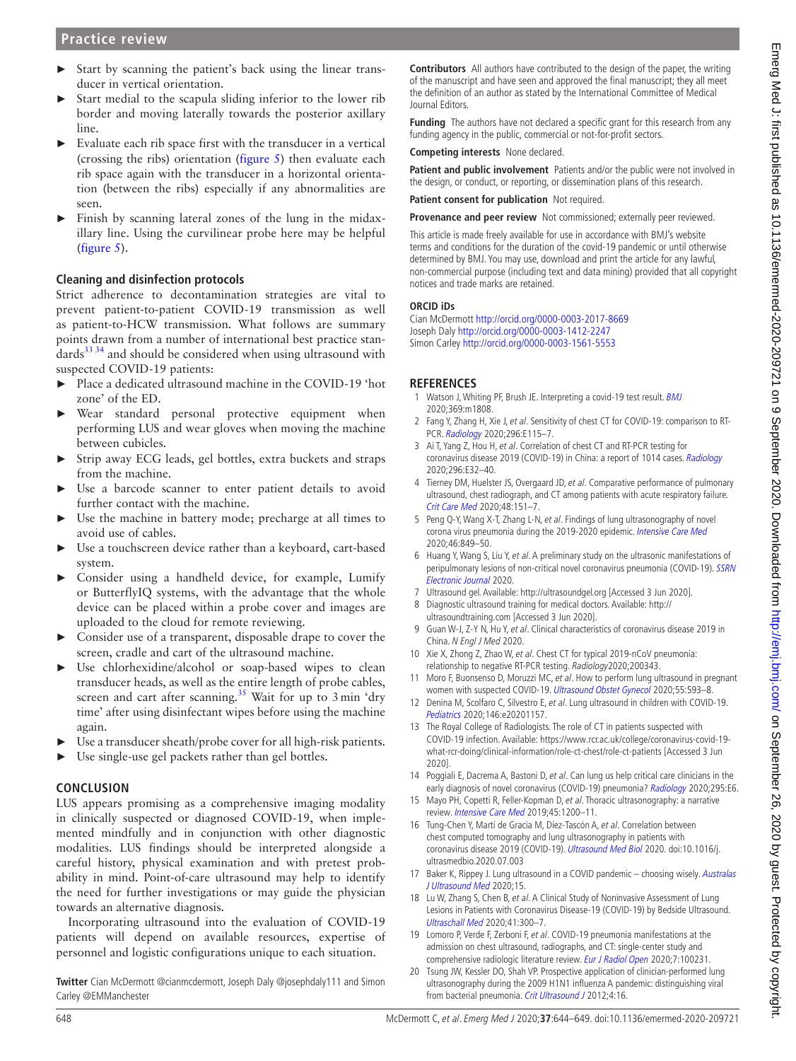- Start by scanning the patient's back using the linear transducer in vertical orientation.
- Start medial to the scapula sliding inferior to the lower rib border and moving laterally towards the posterior axillary line.
- Evaluate each rib space first with the transducer in a vertical (crossing the ribs) orientation (figure 5) then evaluate each rib space again with the transducer in a horizontal orientation (between the ribs) especially if any abnormalities are seen.
- Finish by scanning lateral zones of the lung in the midaxillary line. Using the curvilinear probe here may be helpful (figure 5).

### Cleaning and disinfection protocols

Strict adherence to decontamination strategies are vital to prevent patient-to-patient COVID-19 transmission as well as patient-to-HCW transmission. What follows are summary points drawn from a number of international best practice standards[33 34] and should be considered when using ultrasound with suspected COVID-19 patients:

- Place a dedicated ultrasound machine in the COVID-19 'hot zone' of the ED.
- Wear standard personal protective equipment when performing LUS and wear gloves when moving the machine between cubicles.
- Strip away ECG leads, gel bottles, extra buckets and straps from the machine.
- Use a barcode scanner to enter patient details to avoid further contact with the machine.
- Use the machine in battery mode; precharge at all times to avoid use of cables.
- Use a touchscreen device rather than a keyboard, cart-based system.
- Consider using a handheld device, for example, Lumify or ButterflyIQ systems, with the advantage that the whole device can be placed within a probe cover and images are uploaded to the cloud for remote reviewing.
- Consider use of a transparent, disposable drape to cover the screen, cradle and cart of the ultrasound machine.
- Use chlorhexidine/alcohol or soap-based wipes to clean transducer heads, as well as the entire length of probe cables, screen and cart after scanning.[35] Wait for up to 3 min 'dry time' after using disinfectant wipes before using the machine again.
- Use a transducer sheath/probe cover for all high-risk patients.
- Use single-use gel packets rather than gel bottles.

## CONCLUSION

LUS appears promising as a comprehensive imaging modality in clinically suspected or diagnosed COVID-19, when implemented mindfully and in conjunction with other diagnostic modalities. LUS findings should be interpreted alongside a careful history, physical examination and with pretest probability in mind. Point-of-care ultrasound may help to identify the need for further investigations or may guide the physician towards an alternative diagnosis.

Incorporating ultrasound into the evaluation of COVID-19 patients will depend on available resources, expertise of personnel and logistic configurations unique to each situation.

**Twitter** Cian McDermott @cianmcdermott, Joseph Daly @josephdaly111 and Simon Carley @EMManchester

**Contributors** All authors have contributed to the design of the paper, the writing of the manuscript and have seen and approved the final manuscript; they all meet the definition of an author as stated by the International Committee of Medical Journal Editors.

**Funding** The authors have not declared a specific grant for this research from any funding agency in the public, commercial or not-for-profit sectors.

**Competing interests** None declared.

**Patient and public involvement** Patients and/or the public were not involved in the design, or conduct, or reporting, or dissemination plans of this research.

**Patient consent for publication** Not required.

**Provenance and peer review** Not commissioned; externally peer reviewed.

This article is made freely available for use in accordance with BMJ's website terms and conditions for the duration of the covid-19 pandemic or until otherwise determined by BMJ. You may use, download and print the article for any lawful, non-commercial purpose (including text and data mining) provided that all copyright notices and trade marks are retained.

### ORCID iDs

Cian McDermott http://orcid.org/0000-0003-2017-8669
Joseph Daly http://orcid.org/0000-0003-1412-2247
Simon Carley http://orcid.org/0000-0003-1561-5553

## REFERENCES

1. Watson J, Whiting PF, Brush JE. Interpreting a covid-19 test result. *BMJ* 2020;369:m1808.
2. Fang Y, Zhang H, Xie J, *et al*. Sensitivity of chest CT for COVID-19: comparison to RT-PCR. *Radiology* 2020;296:E115–7.
3. Ai T, Yang Z, Hou H, *et al*. Correlation of chest CT and RT-PCR testing for coronavirus disease 2019 (COVID-19) in China: a report of 1014 cases. *Radiology* 2020;296:E32–40.
4. Tierney DM, Huelster JS, Overgaard JD, *et al*. Comparative performance of pulmonary ultrasound, chest radiograph, and CT among patients with acute respiratory failure. *Crit Care Med* 2020;48:151–7.
5. Peng Q-Y, Wang X-T, Zhang L-N, *et al*. Findings of lung ultrasonography of novel corona virus pneumonia during the 2019-2020 epidemic. *Intensive Care Med* 2020;46:849–50.
6. Huang Y, Wang S, Liu Y, *et al*. A preliminary study on the ultrasonic manifestations of peripulmonary lesions of non-critical novel coronavirus pneumonia (COVID-19). *SSRN Electronic Journal* 2020.
7. Ultrasound gel. Available: http://ultrasoundgel.org [Accessed 3 Jun 2020].
8. Diagnostic ultrasound training for medical doctors. Available: http://ultrasoundtraining.com [Accessed 3 Jun 2020].
9. Guan W-J, Z-Y N, Hu Y, *et al*. Clinical characteristics of coronavirus disease 2019 in China. *N Engl J Med* 2020.
10. Xie X, Zhong Z, Zhao W, *et al*. Chest CT for typical 2019-nCoV pneumonia: relationship to negative RT-PCR testing. *Radiology*2020;200343.
11. Moro F, Buonsenso D, Moruzzi MC, *et al*. How to perform lung ultrasound in pregnant women with suspected COVID-19. *Ultrasound Obstet Gynecol* 2020;55:593–8.
12. Denina M, Scolfaro C, Silvestro E, *et al*. Lung ultrasound in children with COVID-19. *Pediatrics* 2020;146:e20201157.
13. The Royal College of Radiologists. The role of CT in patients suspected with COVID-19 infection. Available: https://www.rcr.ac.uk/college/coronavirus-covid-19-what-rcr-doing/clinical-information/role-ct-chest/role-ct-patients [Accessed 3 Jun 2020].
14. Poggiali E, Dacrema A, Bastoni D, *et al*. Can lung us help critical care clinicians in the early diagnosis of novel coronavirus (COVID-19) pneumonia? *Radiology* 2020;295:E6.
15. Mayo PH, Copetti R, Feller-Kopman D, *et al*. Thoracic ultrasonography: a narrative review. *Intensive Care Med* 2019;45:1200–11.
16. Tung-Chen Y, Martí de Gracia M, Díez-Tascón A, *et al*. Correlation between chest computed tomography and lung ultrasonography in patients with coronavirus disease 2019 (COVID-19). *Ultrasound Med Biol* 2020. doi:10.1016/j.ultrasmedbio.2020.07.003
17. Baker K, Rippey J. Lung ultrasound in a COVID pandemic – choosing wisely. *Australas J Ultrasound Med* 2020;15.
18. Lu W, Zhang S, Chen B, *et al*. A Clinical Study of Noninvasive Assessment of Lung Lesions in Patients with Coronavirus Disease-19 (COVID-19) by Bedside Ultrasound. *Ultraschall Med* 2020;41:300–7.
19. Lomoro P, Verde F, Zerboni F, *et al*. COVID-19 pneumonia manifestations at the admission on chest ultrasound, radiographs, and CT: single-center study and comprehensive radiologic literature review. *Eur J Radiol Open* 2020;7:100231.
20. Tsung JW, Kessler DO, Shah VP. Prospective application of clinician-performed lung ultrasonography during the 2009 H1N1 influenza A pandemic: distinguishing viral from bacterial pneumonia. *Crit Ultrasound J* 2012;4:16.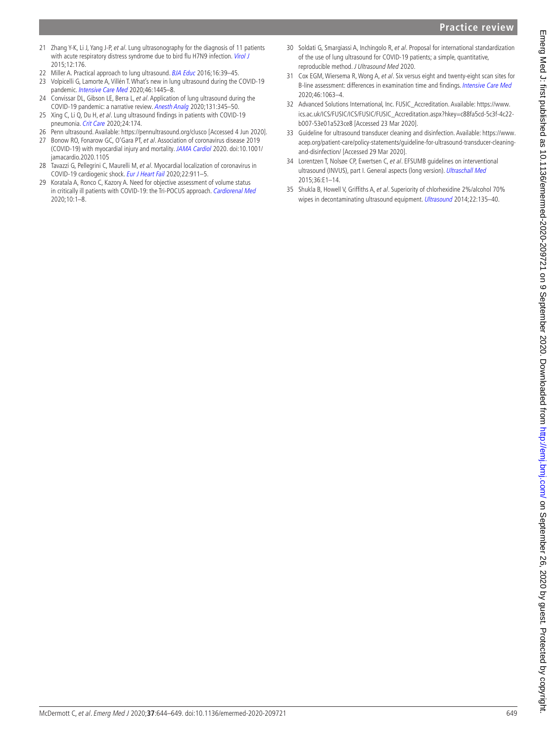21 Zhang Y-K, Li J, Yang J-P, *et al*. Lung ultrasonography for the diagnosis of 11 patients with acute respiratory distress syndrome due to bird flu H7N9 infection. *Virol J* 2015;12:176.

22 Miller A. Practical approach to lung ultrasound. *BJA Educ* 2016;16:39–45.

23 Volpicelli G, Lamorte A, Villén T. What's new in lung ultrasound during the COVID-19 pandemic. *Intensive Care Med* 2020;46:1445–8.

24 Convissar DL, Gibson LE, Berra L, *et al*. Application of lung ultrasound during the COVID-19 pandemic: a narrative review. *Anesth Analg* 2020;131:345–50.

25 Xing C, Li Q, Du H, *et al*. Lung ultrasound findings in patients with COVID-19 pneumonia. *Crit Care* 2020;24:174.

26 Penn ultrasound. Available: https://pennultrasound.org/clusco [Accessed 4 Jun 2020].

27 Bonow RO, Fonarow GC, O'Gara PT, *et al*. Association of coronavirus disease 2019 (COVID-19) with myocardial injury and mortality. *JAMA Cardiol* 2020. doi:10.1001/jamacardio.2020.1105

28 Tavazzi G, Pellegrini C, Maurelli M, *et al*. Myocardial localization of coronavirus in COVID-19 cardiogenic shock. *Eur J Heart Fail* 2020;22:911–5.

29 Koratala A, Ronco C, Kazory A. Need for objective assessment of volume status in critically ill patients with COVID-19: the Tri-POCUS approach. *Cardiorenal Med* 2020;10:1–8.

30 Soldati G, Smargiassi A, Inchingolo R, *et al*. Proposal for international standardization of the use of lung ultrasound for COVID-19 patients; a simple, quantitative, reproducible method. *J Ultrasound Med* 2020.

31 Cox EGM, Wiersema R, Wong A, *et al*. Six versus eight and twenty-eight scan sites for B-line assessment: differences in examination time and findings. *Intensive Care Med* 2020;46:1063–4.

32 Advanced Solutions International, Inc. FUSIC_Accreditation. Available: https://www.ics.ac.uk/ICS/FUSIC/ICS/FUSIC/FUSIC_Accreditation.aspx?hkey=c88fa5cd-5c3f-4c22-b007-53e01a523ce8 [Accessed 23 Mar 2020].

33 Guideline for ultrasound transducer cleaning and disinfection. Available: https://www.acep.org/patient-care/policy-statements/guideline-for-ultrasound-transducer-cleaning-and-disinfection/ [Accessed 29 Mar 2020].

34 Lorentzen T, Nolsøe CP, Ewertsen C, *et al*. EFSUMB guidelines on interventional ultrasound (INVUS), part I. General aspects (long version). *Ultraschall Med* 2015;36:E1–14.

35 Shukla B, Howell V, Griffiths A, *et al*. Superiority of chlorhexidine 2%/alcohol 70% wipes in decontaminating ultrasound equipment. *Ultrasound* 2014;22:135–40.